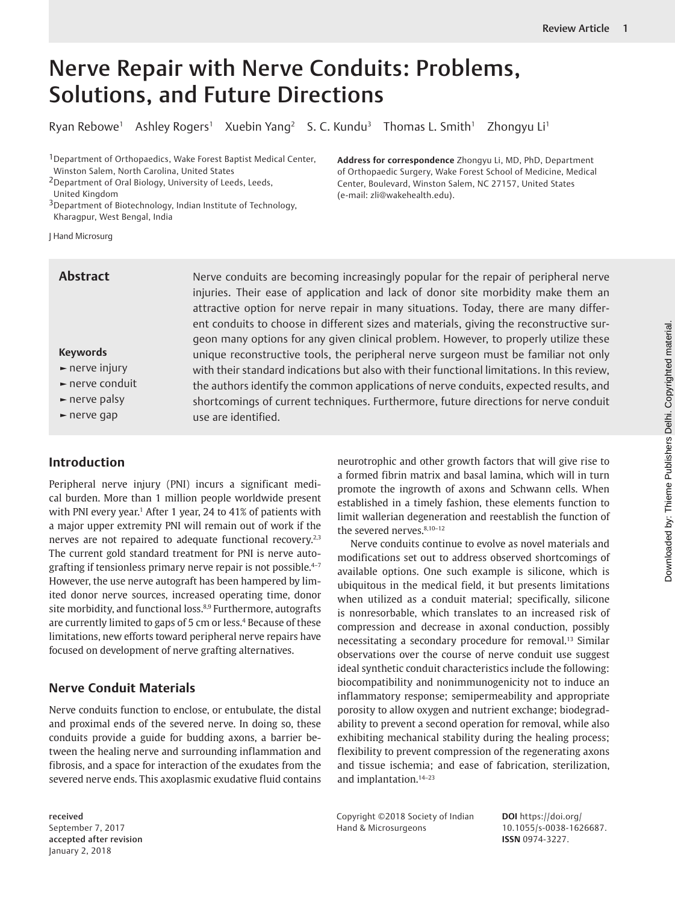# Nerve Repair with Nerve Conduits: Problems, Solutions, and Future Directions

Ryan Rebowe[1] Ashley Rogers[1] Xuebin Yang[2] S. C. Kundu[3] Thomas L. Smith[1] Zhongyu Li[1]

[1]Department of Orthopaedics, Wake Forest Baptist Medical Center, Winston Salem, North Carolina, United States
[2]Department of Oral Biology, University of Leeds, Leeds, United Kingdom
[3]Department of Biotechnology, Indian Institute of Technology, Kharagpur, West Bengal, India

**Address for correspondence** Zhongyu Li, MD, PhD, Department of Orthopaedic Surgery, Wake Forest School of Medicine, Medical Center, Boulevard, Winston Salem, NC 27157, United States (e-mail: zli@wakehealth.edu).

J Hand Microsurg

## Abstract

Nerve conduits are becoming increasingly popular for the repair of peripheral nerve injuries. Their ease of application and lack of donor site morbidity make them an attractive option for nerve repair in many situations. Today, there are many different conduits to choose in different sizes and materials, giving the reconstructive surgeon many options for any given clinical problem. However, to properly utilize these unique reconstructive tools, the peripheral nerve surgeon must be familiar not only with their standard indications but also with their functional limitations. In this review, the authors identify the common applications of nerve conduits, expected results, and shortcomings of current techniques. Furthermore, future directions for nerve conduit use are identified.

**Keywords**

- nerve injury
- nerve conduit
- nerve palsy
- nerve gap

## Introduction

Peripheral nerve injury (PNI) incurs a significant medical burden. More than 1 million people worldwide present with PNI every year.[1] After 1 year, 24 to 41% of patients with a major upper extremity PNI will remain out of work if the nerves are not repaired to adequate functional recovery.[2,3] The current gold standard treatment for PNI is nerve autografting if tensionless primary nerve repair is not possible.[4–7] However, the use nerve autograft has been hampered by limited donor nerve sources, increased operating time, donor site morbidity, and functional loss.[8,9] Furthermore, autografts are currently limited to gaps of 5 cm or less.[4] Because of these limitations, new efforts toward peripheral nerve repairs have focused on development of nerve grafting alternatives.

## Nerve Conduit Materials

Nerve conduits function to enclose, or entubulate, the distal and proximal ends of the severed nerve. In doing so, these conduits provide a guide for budding axons, a barrier between the healing nerve and surrounding inflammation and fibrosis, and a space for interaction of the exudates from the severed nerve ends. This axoplasmic exudative fluid contains neurotrophic and other growth factors that will give rise to a formed fibrin matrix and basal lamina, which will in turn promote the ingrowth of axons and Schwann cells. When established in a timely fashion, these elements function to limit wallerian degeneration and reestablish the function of the severed nerves.[8,10–12]

Nerve conduits continue to evolve as novel materials and modifications set out to address observed shortcomings of available options. One such example is silicone, which is ubiquitous in the medical field, it but presents limitations when utilized as a conduit material; specifically, silicone is nonresorbable, which translates to an increased risk of compression and decrease in axonal conduction, possibly necessitating a secondary procedure for removal.[13] Similar observations over the course of nerve conduit use suggest ideal synthetic conduit characteristics include the following: biocompatibility and nonimmunogenicity not to induce an inflammatory response; semipermeability and appropriate porosity to allow oxygen and nutrient exchange; biodegradability to prevent a second operation for removal, while also exhibiting mechanical stability during the healing process; flexibility to prevent compression of the regenerating axons and tissue ischemia; and ease of fabrication, sterilization, and implantation.[14–23]

**received** September 7, 2017
**accepted after revision** January 2, 2018

Copyright ©2018 Society of Indian Hand & Microsurgeons

**DOI** https://doi.org/10.1055/s-0038-1626687.
**ISSN** 0974-3227.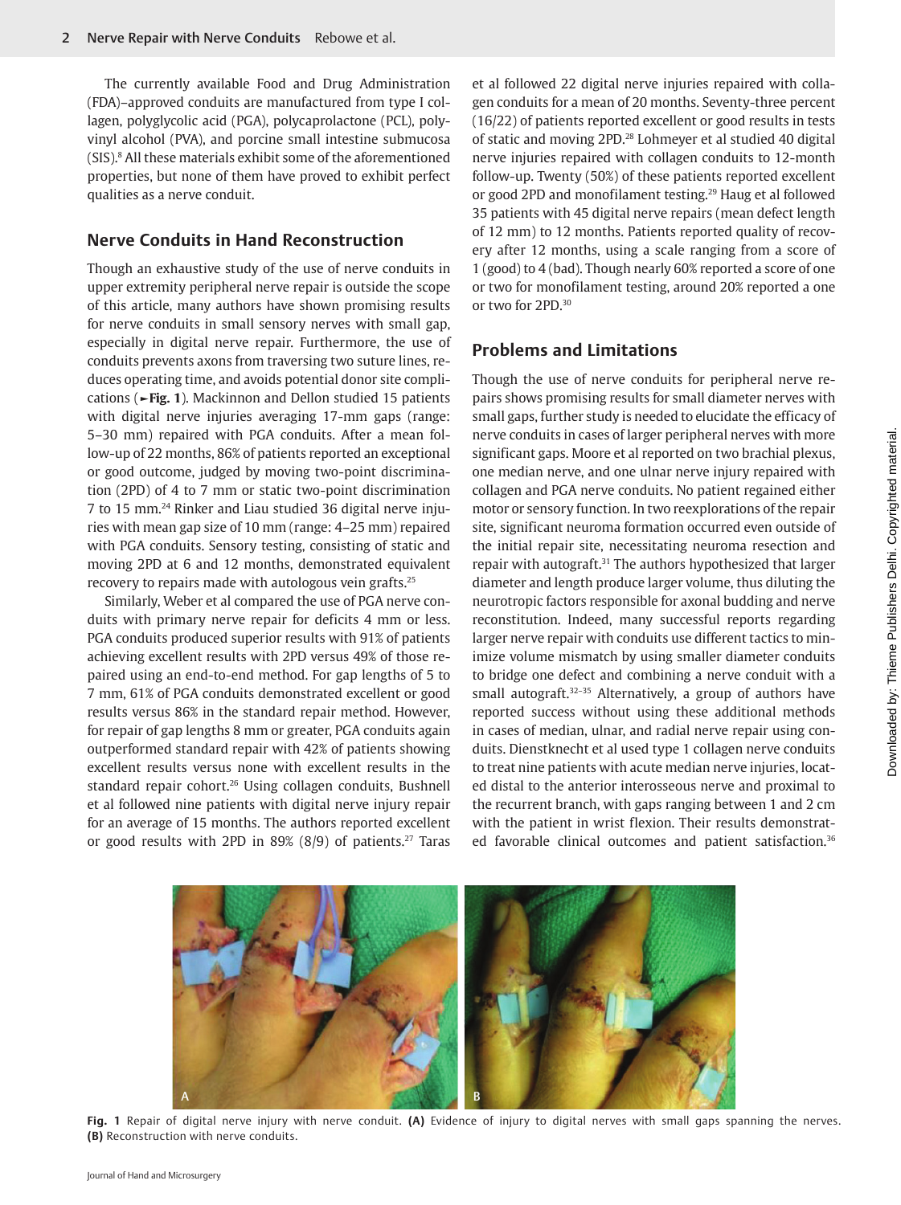The currently available Food and Drug Administration (FDA)–approved conduits are manufactured from type I collagen, polyglycolic acid (PGA), polycaprolactone (PCL), polyvinyl alcohol (PVA), and porcine small intestine submucosa (SIS).[8] All these materials exhibit some of the aforementioned properties, but none of them have proved to exhibit perfect qualities as a nerve conduit.

## Nerve Conduits in Hand Reconstruction

Though an exhaustive study of the use of nerve conduits in upper extremity peripheral nerve repair is outside the scope of this article, many authors have shown promising results for nerve conduits in small sensory nerves with small gap, especially in digital nerve repair. Furthermore, the use of conduits prevents axons from traversing two suture lines, reduces operating time, and avoids potential donor site complications (►**Fig. 1**). Mackinnon and Dellon studied 15 patients with digital nerve injuries averaging 17-mm gaps (range: 5–30 mm) repaired with PGA conduits. After a mean follow-up of 22 months, 86% of patients reported an exceptional or good outcome, judged by moving two-point discrimination (2PD) of 4 to 7 mm or static two-point discrimination 7 to 15 mm.[24] Rinker and Liau studied 36 digital nerve injuries with mean gap size of 10 mm (range: 4–25 mm) repaired with PGA conduits. Sensory testing, consisting of static and moving 2PD at 6 and 12 months, demonstrated equivalent recovery to repairs made with autologous vein grafts.[25]

Similarly, Weber et al compared the use of PGA nerve conduits with primary nerve repair for deficits 4 mm or less. PGA conduits produced superior results with 91% of patients achieving excellent results with 2PD versus 49% of those repaired using an end-to-end method. For gap lengths of 5 to 7 mm, 61% of PGA conduits demonstrated excellent or good results versus 86% in the standard repair method. However, for repair of gap lengths 8 mm or greater, PGA conduits again outperformed standard repair with 42% of patients showing excellent results versus none with excellent results in the standard repair cohort.[26] Using collagen conduits, Bushnell et al followed nine patients with digital nerve injury repair for an average of 15 months. The authors reported excellent or good results with 2PD in 89% (8/9) of patients.[27] Taras et al followed 22 digital nerve injuries repaired with collagen conduits for a mean of 20 months. Seventy-three percent (16/22) of patients reported excellent or good results in tests of static and moving 2PD.[28] Lohmeyer et al studied 40 digital nerve injuries repaired with collagen conduits to 12-month follow-up. Twenty (50%) of these patients reported excellent or good 2PD and monofilament testing.[29] Haug et al followed 35 patients with 45 digital nerve repairs (mean defect length of 12 mm) to 12 months. Patients reported quality of recovery after 12 months, using a scale ranging from a score of 1 (good) to 4 (bad). Though nearly 60% reported a score of one or two for monofilament testing, around 20% reported a one or two for 2PD.[30]

## Problems and Limitations

Though the use of nerve conduits for peripheral nerve repairs shows promising results for small diameter nerves with small gaps, further study is needed to elucidate the efficacy of nerve conduits in cases of larger peripheral nerves with more significant gaps. Moore et al reported on two brachial plexus, one median nerve, and one ulnar nerve injury repaired with collagen and PGA nerve conduits. No patient regained either motor or sensory function. In two reexplorations of the repair site, significant neuroma formation occurred even outside of the initial repair site, necessitating neuroma resection and repair with autograft.[31] The authors hypothesized that larger diameter and length produce larger volume, thus diluting the neurotropic factors responsible for axonal budding and nerve reconstitution. Indeed, many successful reports regarding larger nerve repair with conduits use different tactics to minimize volume mismatch by using smaller diameter conduits to bridge one defect and combining a nerve conduit with a small autograft.[32–35] Alternatively, a group of authors have reported success without using these additional methods in cases of median, ulnar, and radial nerve repair using conduits. Dienstknecht et al used type 1 collagen nerve conduits to treat nine patients with acute median nerve injuries, located distal to the anterior interosseous nerve and proximal to the recurrent branch, with gaps ranging between 1 and 2 cm with the patient in wrist flexion. Their results demonstrated favorable clinical outcomes and patient satisfaction.[36]

**Fig. 1** Repair of digital nerve injury with nerve conduit. **(A)** Evidence of injury to digital nerves with small gaps spanning the nerves. **(B)** Reconstruction with nerve conduits.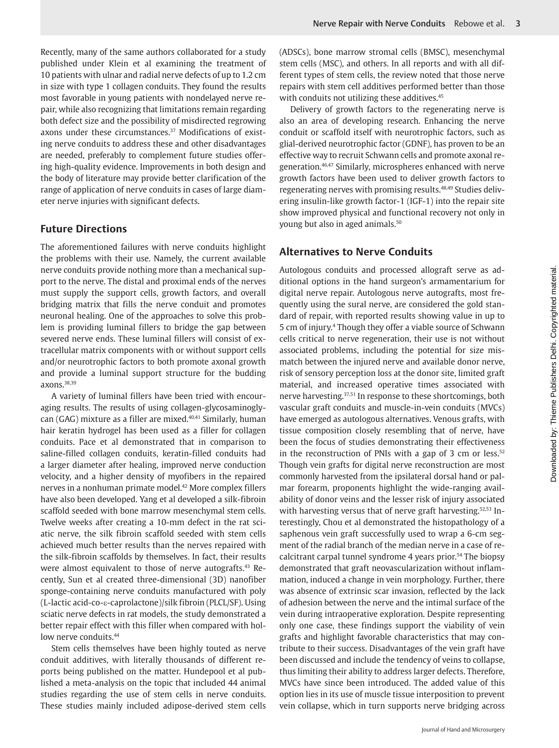Recently, many of the same authors collaborated for a study published under Klein et al examining the treatment of 10 patients with ulnar and radial nerve defects of up to 1.2 cm in size with type 1 collagen conduits. They found the results most favorable in young patients with nondelayed nerve repair, while also recognizing that limitations remain regarding both defect size and the possibility of misdirected regrowing axons under these circumstances.[37] Modifications of existing nerve conduits to address these and other disadvantages are needed, preferably to complement future studies offering high-quality evidence. Improvements in both design and the body of literature may provide better clarification of the range of application of nerve conduits in cases of large diameter nerve injuries with significant defects.

## Future Directions

The aforementioned failures with nerve conduits highlight the problems with their use. Namely, the current available nerve conduits provide nothing more than a mechanical support to the nerve. The distal and proximal ends of the nerves must supply the support cells, growth factors, and overall bridging matrix that fills the nerve conduit and promotes neuronal healing. One of the approaches to solve this problem is providing luminal fillers to bridge the gap between severed nerve ends. These luminal fillers will consist of extracellular matrix components with or without support cells and/or neurotrophic factors to both promote axonal growth and provide a luminal support structure for the budding axons.[38,39]

A variety of luminal fillers have been tried with encouraging results. The results of using collagen-glycosaminoglycan (GAG) mixture as a filler are mixed.[40,41] Similarly, human hair keratin hydrogel has been used as a filler for collagen conduits. Pace et al demonstrated that in comparison to saline-filled collagen conduits, keratin-filled conduits had a larger diameter after healing, improved nerve conduction velocity, and a higher density of myofibers in the repaired nerves in a nonhuman primate model.[42] More complex fillers have also been developed. Yang et al developed a silk-fibroin scaffold seeded with bone marrow mesenchymal stem cells. Twelve weeks after creating a 10-mm defect in the rat sciatic nerve, the silk fibroin scaffold seeded with stem cells achieved much better results than the nerves repaired with the silk-fibroin scaffolds by themselves. In fact, their results were almost equivalent to those of nerve autografts.[43] Recently, Sun et al created three-dimensional (3D) nanofiber sponge-containing nerve conduits manufactured with poly (L-lactic acid-co-ε-caprolactone)/silk fibroin (PLCL/SF). Using sciatic nerve defects in rat models, the study demonstrated a better repair effect with this filler when compared with hollow nerve conduits.[44]

Stem cells themselves have been highly touted as nerve conduit additives, with literally thousands of different reports being published on the matter. Hundepool et al published a meta-analysis on the topic that included 44 animal studies regarding the use of stem cells in nerve conduits. These studies mainly included adipose-derived stem cells (ADSCs), bone marrow stromal cells (BMSC), mesenchymal stem cells (MSC), and others. In all reports and with all different types of stem cells, the review noted that those nerve repairs with stem cell additives performed better than those with conduits not utilizing these additives.[45]

Delivery of growth factors to the regenerating nerve is also an area of developing research. Enhancing the nerve conduit or scaffold itself with neurotrophic factors, such as glial-derived neurotrophic factor (GDNF), has proven to be an effective way to recruit Schwann cells and promote axonal regeneration.[46,47] Similarly, microspheres enhanced with nerve growth factors have been used to deliver growth factors to regenerating nerves with promising results.[48,49] Studies delivering insulin-like growth factor-1 (IGF-1) into the repair site show improved physical and functional recovery not only in young but also in aged animals.[50]

## Alternatives to Nerve Conduits

Autologous conduits and processed allograft serve as additional options in the hand surgeon's armamentarium for digital nerve repair. Autologous nerve autografts, most frequently using the sural nerve, are considered the gold standard of repair, with reported results showing value in up to 5 cm of injury.[4] Though they offer a viable source of Schwann cells critical to nerve regeneration, their use is not without associated problems, including the potential for size mismatch between the injured nerve and available donor nerve, risk of sensory perception loss at the donor site, limited graft material, and increased operative times associated with nerve harvesting.[37,51] In response to these shortcomings, both vascular graft conduits and muscle-in-vein conduits (MVCs) have emerged as autologous alternatives. Venous grafts, with tissue composition closely resembling that of nerve, have been the focus of studies demonstrating their effectiveness in the reconstruction of PNIs with a gap of 3 cm or less.[52] Though vein grafts for digital nerve reconstruction are most commonly harvested from the ipsilateral dorsal hand or palmar forearm, proponents highlight the wide-ranging availability of donor veins and the lesser risk of injury associated with harvesting versus that of nerve graft harvesting.[52,53] Interestingly, Chou et al demonstrated the histopathology of a saphenous vein graft successfully used to wrap a 6-cm segment of the radial branch of the median nerve in a case of recalcitrant carpal tunnel syndrome 4 years prior.[54] The biopsy demonstrated that graft neovascularization without inflammation, induced a change in vein morphology. Further, there was absence of extrinsic scar invasion, reflected by the lack of adhesion between the nerve and the intimal surface of the vein during intraoperative exploration. Despite representing only one case, these findings support the viability of vein grafts and highlight favorable characteristics that may contribute to their success. Disadvantages of the vein graft have been discussed and include the tendency of veins to collapse, thus limiting their ability to address larger defects. Therefore, MVCs have since been introduced. The added value of this option lies in its use of muscle tissue interposition to prevent vein collapse, which in turn supports nerve bridging across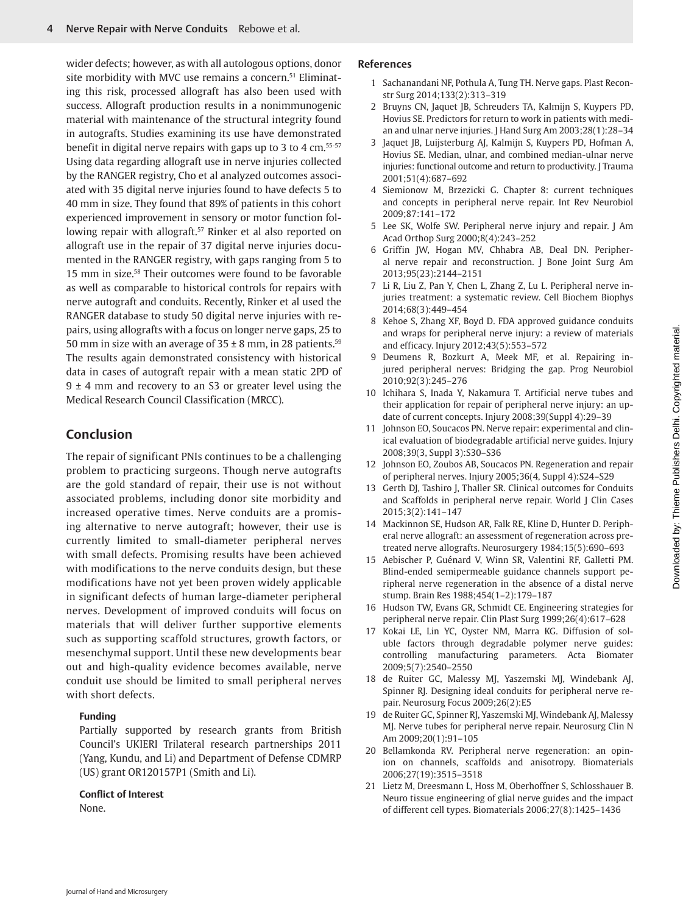wider defects; however, as with all autologous options, donor site morbidity with MVC use remains a concern.[51] Eliminating this risk, processed allograft has also been used with success. Allograft production results in a nonimmunogenic material with maintenance of the structural integrity found in autografts. Studies examining its use have demonstrated benefit in digital nerve repairs with gaps up to 3 to 4 cm.[55-57] Using data regarding allograft use in nerve injuries collected by the RANGER registry, Cho et al analyzed outcomes associated with 35 digital nerve injuries found to have defects 5 to 40 mm in size. They found that 89% of patients in this cohort experienced improvement in sensory or motor function following repair with allograft.[57] Rinker et al also reported on allograft use in the repair of 37 digital nerve injuries documented in the RANGER registry, with gaps ranging from 5 to 15 mm in size.[58] Their outcomes were found to be favorable as well as comparable to historical controls for repairs with nerve autograft and conduits. Recently, Rinker et al used the RANGER database to study 50 digital nerve injuries with repairs, using allografts with a focus on longer nerve gaps, 25 to 50 mm in size with an average of $35 \pm 8$ mm, in 28 patients.[59] The results again demonstrated consistency with historical data in cases of autograft repair with a mean static 2PD of $9 \pm 4$ mm and recovery to an S3 or greater level using the Medical Research Council Classification (MRCC).

## Conclusion

The repair of significant PNIs continues to be a challenging problem to practicing surgeons. Though nerve autografts are the gold standard of repair, their use is not without associated problems, including donor site morbidity and increased operative times. Nerve conduits are a promising alternative to nerve autograft; however, their use is currently limited to small-diameter peripheral nerves with small defects. Promising results have been achieved with modifications to the nerve conduits design, but these modifications have not yet been proven widely applicable in significant defects of human large-diameter peripheral nerves. Development of improved conduits will focus on materials that will deliver further supportive elements such as supporting scaffold structures, growth factors, or mesenchymal support. Until these new developments bear out and high-quality evidence becomes available, nerve conduit use should be limited to small peripheral nerves with short defects.

### Funding

Partially supported by research grants from British Council's UKIERI Trilateral research partnerships 2011 (Yang, Kundu, and Li) and Department of Defense CDMRP (US) grant OR120157P1 (Smith and Li).

### Conflict of Interest

None.

## References

1. Sachanandani NF, Pothula A, Tung TH. Nerve gaps. Plast Reconstr Surg 2014;133(2):313–319
2. Bruyns CN, Jaquet JB, Schreuders TA, Kalmijn S, Kuypers PD, Hovius SE. Predictors for return to work in patients with median and ulnar nerve injuries. J Hand Surg Am 2003;28(1):28–34
3. Jaquet JB, Luijsterburg AJ, Kalmijn S, Kuypers PD, Hofman A, Hovius SE. Median, ulnar, and combined median-ulnar nerve injuries: functional outcome and return to productivity. J Trauma 2001;51(4):687–692
4. Siemionow M, Brzezicki G. Chapter 8: current techniques and concepts in peripheral nerve repair. Int Rev Neurobiol 2009;87:141–172
5. Lee SK, Wolfe SW. Peripheral nerve injury and repair. J Am Acad Orthop Surg 2000;8(4):243–252
6. Griffin JW, Hogan MV, Chhabra AB, Deal DN. Peripheral nerve repair and reconstruction. J Bone Joint Surg Am 2013;95(23):2144–2151
7. Li R, Liu Z, Pan Y, Chen L, Zhang Z, Lu L. Peripheral nerve injuries treatment: a systematic review. Cell Biochem Biophys 2014;68(3):449–454
8. Kehoe S, Zhang XF, Boyd D. FDA approved guidance conduits and wraps for peripheral nerve injury: a review of materials and efficacy. Injury 2012;43(5):553–572
9. Deumens R, Bozkurt A, Meek MF, et al. Repairing injured peripheral nerves: Bridging the gap. Prog Neurobiol 2010;92(3):245–276
10. Ichihara S, Inada Y, Nakamura T. Artificial nerve tubes and their application for repair of peripheral nerve injury: an update of current concepts. Injury 2008;39(Suppl 4):29–39
11. Johnson EO, Soucacos PN. Nerve repair: experimental and clinical evaluation of biodegradable artificial nerve guides. Injury 2008;39(3, Suppl 3):S30–S36
12. Johnson EO, Zoubos AB, Soucacos PN. Regeneration and repair of peripheral nerves. Injury 2005;36(4, Suppl 4):S24–S29
13. Gerth DJ, Tashiro J, Thaller SR. Clinical outcomes for Conduits and Scaffolds in peripheral nerve repair. World J Clin Cases 2015;3(2):141–147
14. Mackinnon SE, Hudson AR, Falk RE, Kline D, Hunter D. Peripheral nerve allograft: an assessment of regeneration across pretreated nerve allografts. Neurosurgery 1984;15(5):690–693
15. Aebischer P, Guénard V, Winn SR, Valentini RF, Galletti PM. Blind-ended semipermeable guidance channels support peripheral nerve regeneration in the absence of a distal nerve stump. Brain Res 1988;454(1–2):179–187
16. Hudson TW, Evans GR, Schmidt CE. Engineering strategies for peripheral nerve repair. Clin Plast Surg 1999;26(4):617–628
17. Kokai LE, Lin YC, Oyster NM, Marra KG. Diffusion of soluble factors through degradable polymer nerve guides: controlling manufacturing parameters. Acta Biomater 2009;5(7):2540–2550
18. de Ruiter GC, Malessy MJ, Yaszemski MJ, Windebank AJ, Spinner RJ. Designing ideal conduits for peripheral nerve repair. Neurosurg Focus 2009;26(2):E5
19. de Ruiter GC, Spinner RJ, Yaszemski MJ, Windebank AJ, Malessy MJ. Nerve tubes for peripheral nerve repair. Neurosurg Clin N Am 2009;20(1):91–105
20. Bellamkonda RV. Peripheral nerve regeneration: an opinion on channels, scaffolds and anisotropy. Biomaterials 2006;27(19):3515–3518
21. Lietz M, Dreesmann L, Hoss M, Oberhoffner S, Schlosshauer B. Neuro tissue engineering of glial nerve guides and the impact of different cell types. Biomaterials 2006;27(8):1425–1436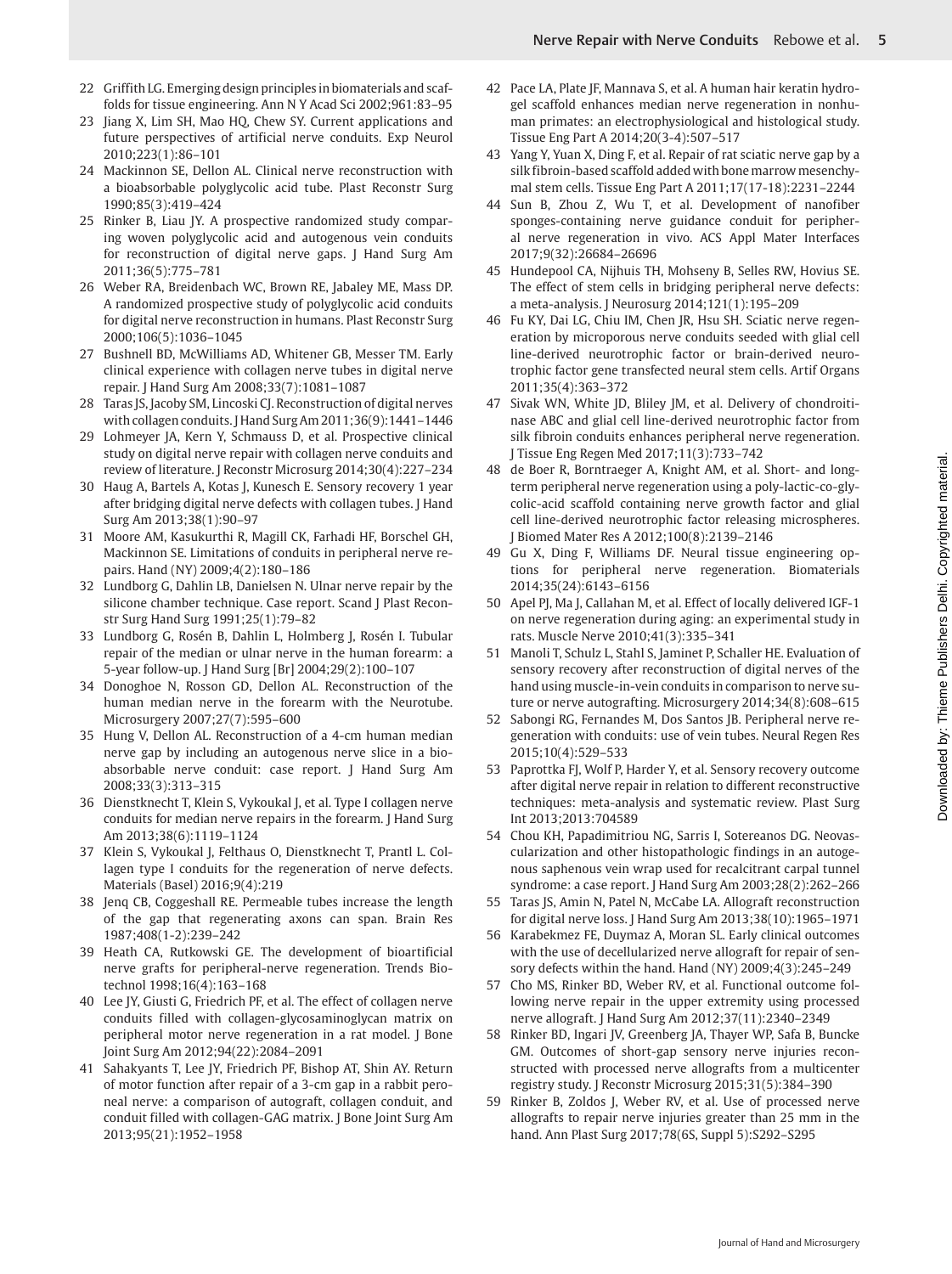22 Griffith LG. Emerging design principles in biomaterials and scaffolds for tissue engineering. Ann N Y Acad Sci 2002;961:83–95

23 Jiang X, Lim SH, Mao HQ, Chew SY. Current applications and future perspectives of artificial nerve conduits. Exp Neurol 2010;223(1):86–101

24 Mackinnon SE, Dellon AL. Clinical nerve reconstruction with a bioabsorbable polyglycolic acid tube. Plast Reconstr Surg 1990;85(3):419–424

25 Rinker B, Liau JY. A prospective randomized study comparing woven polyglycolic acid and autogenous vein conduits for reconstruction of digital nerve gaps. J Hand Surg Am 2011;36(5):775–781

26 Weber RA, Breidenbach WC, Brown RE, Jabaley ME, Mass DP. A randomized prospective study of polyglycolic acid conduits for digital nerve reconstruction in humans. Plast Reconstr Surg 2000;106(5):1036–1045

27 Bushnell BD, McWilliams AD, Whitener GB, Messer TM. Early clinical experience with collagen nerve tubes in digital nerve repair. J Hand Surg Am 2008;33(7):1081–1087

28 Taras JS, Jacoby SM, Lincoski CJ. Reconstruction of digital nerves with collagen conduits. J Hand Surg Am 2011;36(9):1441–1446

29 Lohmeyer JA, Kern Y, Schmauss D, et al. Prospective clinical study on digital nerve repair with collagen nerve conduits and review of literature. J Reconstr Microsurg 2014;30(4):227–234

30 Haug A, Bartels A, Kotas J, Kunesch E. Sensory recovery 1 year after bridging digital nerve defects with collagen tubes. J Hand Surg Am 2013;38(1):90–97

31 Moore AM, Kasukurthi R, Magill CK, Farhadi HF, Borschel GH, Mackinnon SE. Limitations of conduits in peripheral nerve repairs. Hand (NY) 2009;4(2):180–186

32 Lundborg G, Dahlin LB, Danielsen N. Ulnar nerve repair by the silicone chamber technique. Case report. Scand J Plast Reconstr Surg Hand Surg 1991;25(1):79–82

33 Lundborg G, Rosén B, Dahlin L, Holmberg J, Rosén I. Tubular repair of the median or ulnar nerve in the human forearm: a 5-year follow-up. J Hand Surg [Br] 2004;29(2):100–107

34 Donoghoe N, Rosson GD, Dellon AL. Reconstruction of the human median nerve in the forearm with the Neurotube. Microsurgery 2007;27(7):595–600

35 Hung V, Dellon AL. Reconstruction of a 4-cm human median nerve gap by including an autogenous nerve slice in a bioabsorbable nerve conduit: case report. J Hand Surg Am 2008;33(3):313–315

36 Dienstknecht T, Klein S, Vykoukal J, et al. Type I collagen nerve conduits for median nerve repairs in the forearm. J Hand Surg Am 2013;38(6):1119–1124

37 Klein S, Vykoukal J, Felthaus O, Dienstknecht T, Prantl L. Collagen type I conduits for the regeneration of nerve defects. Materials (Basel) 2016;9(4):219

38 Jenq CB, Coggeshall RE. Permeable tubes increase the length of the gap that regenerating axons can span. Brain Res 1987;408(1-2):239–242

39 Heath CA, Rutkowski GE. The development of bioartificial nerve grafts for peripheral-nerve regeneration. Trends Biotechnol 1998;16(4):163–168

40 Lee JY, Giusti G, Friedrich PF, et al. The effect of collagen nerve conduits filled with collagen-glycosaminoglycan matrix on peripheral motor nerve regeneration in a rat model. J Bone Joint Surg Am 2012;94(22):2084–2091

41 Sahakyants T, Lee JY, Friedrich PF, Bishop AT, Shin AY. Return of motor function after repair of a 3-cm gap in a rabbit peroneal nerve: a comparison of autograft, collagen conduit, and conduit filled with collagen-GAG matrix. J Bone Joint Surg Am 2013;95(21):1952–1958

42 Pace LA, Plate JF, Mannava S, et al. A human hair keratin hydrogel scaffold enhances median nerve regeneration in nonhuman primates: an electrophysiological and histological study. Tissue Eng Part A 2014;20(3-4):507–517

43 Yang Y, Yuan X, Ding F, et al. Repair of rat sciatic nerve gap by a silk fibroin-based scaffold added with bone marrow mesenchymal stem cells. Tissue Eng Part A 2011;17(17-18):2231–2244

44 Sun B, Zhou Z, Wu T, et al. Development of nanofiber sponges-containing nerve guidance conduit for peripheral nerve regeneration in vivo. ACS Appl Mater Interfaces 2017;9(32):26684–26696

45 Hundepool CA, Nijhuis TH, Mohseny B, Selles RW, Hovius SE. The effect of stem cells in bridging peripheral nerve defects: a meta-analysis. J Neurosurg 2014;121(1):195–209

46 Fu KY, Dai LG, Chiu IM, Chen JR, Hsu SH. Sciatic nerve regeneration by microporous nerve conduits seeded with glial cell line-derived neurotrophic factor or brain-derived neurotrophic factor gene transfected neural stem cells. Artif Organs 2011;35(4):363–372

47 Sivak WN, White JD, Bliley JM, et al. Delivery of chondroitinase ABC and glial cell line-derived neurotrophic factor from silk fibroin conduits enhances peripheral nerve regeneration. J Tissue Eng Regen Med 2017;11(3):733–742

48 de Boer R, Borntraeger A, Knight AM, et al. Short- and long-term peripheral nerve regeneration using a poly-lactic-co-glycolic-acid scaffold containing nerve growth factor and glial cell line-derived neurotrophic factor releasing microspheres. J Biomed Mater Res A 2012;100(8):2139–2146

49 Gu X, Ding F, Williams DF. Neural tissue engineering options for peripheral nerve regeneration. Biomaterials 2014;35(24):6143–6156

50 Apel PJ, Ma J, Callahan M, et al. Effect of locally delivered IGF-1 on nerve regeneration during aging: an experimental study in rats. Muscle Nerve 2010;41(3):335–341

51 Manoli T, Schulz L, Stahl S, Jaminet P, Schaller HE. Evaluation of sensory recovery after reconstruction of digital nerves of the hand using muscle-in-vein conduits in comparison to nerve suture or nerve autografting. Microsurgery 2014;34(8):608–615

52 Sabongi RG, Fernandes M, Dos Santos JB. Peripheral nerve regeneration with conduits: use of vein tubes. Neural Regen Res 2015;10(4):529–533

53 Paprottka FJ, Wolf P, Harder Y, et al. Sensory recovery outcome after digital nerve repair in relation to different reconstructive techniques: meta-analysis and systematic review. Plast Surg Int 2013;2013:704589

54 Chou KH, Papadimitriou NG, Sarris I, Sotereanos DG. Neovascularization and other histopathologic findings in an autogenous saphenous vein wrap used for recalcitrant carpal tunnel syndrome: a case report. J Hand Surg Am 2003;28(2):262–266

55 Taras JS, Amin N, Patel N, McCabe LA. Allograft reconstruction for digital nerve loss. J Hand Surg Am 2013;38(10):1965–1971

56 Karabekmez FE, Duymaz A, Moran SL. Early clinical outcomes with the use of decellularized nerve allograft for repair of sensory defects within the hand. Hand (NY) 2009;4(3):245–249

57 Cho MS, Rinker BD, Weber RV, et al. Functional outcome following nerve repair in the upper extremity using processed nerve allograft. J Hand Surg Am 2012;37(11):2340–2349

58 Rinker BD, Ingari JV, Greenberg JA, Thayer WP, Safa B, Buncke GM. Outcomes of short-gap sensory nerve injuries reconstructed with processed nerve allografts from a multicenter registry study. J Reconstr Microsurg 2015;31(5):384–390

59 Rinker B, Zoldos J, Weber RV, et al. Use of processed nerve allografts to repair nerve injuries greater than 25 mm in the hand. Ann Plast Surg 2017;78(6S, Suppl 5):S292–S295